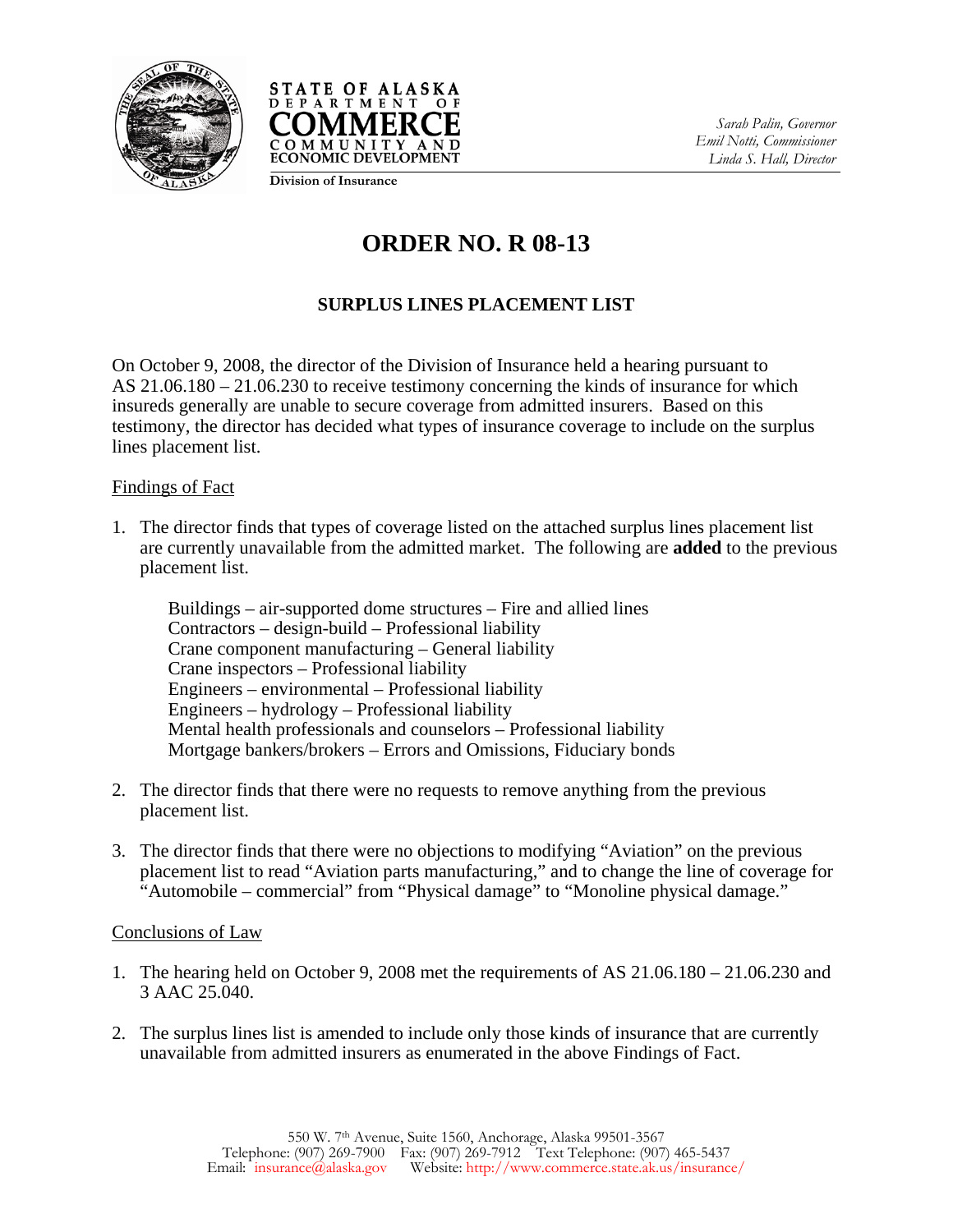STATE OF ALASKA
DEPARTMENT OF
COMMERCE
COMMUNITY AND
ECONOMIC DEVELOPMENT

Division of Insurance

*Sarah Palin, Governor*
*Emil Notti, Commissioner*
*Linda S. Hall, Director*

# ORDER NO. R 08-13

## SURPLUS LINES PLACEMENT LIST

On October 9, 2008, the director of the Division of Insurance held a hearing pursuant to AS 21.06.180 – 21.06.230 to receive testimony concerning the kinds of insurance for which insureds generally are unable to secure coverage from admitted insurers. Based on this testimony, the director has decided what types of insurance coverage to include on the surplus lines placement list.

### Findings of Fact

1. The director finds that types of coverage listed on the attached surplus lines placement list are currently unavailable from the admitted market. The following are **added** to the previous placement list.

   Buildings – air-supported dome structures – Fire and allied lines
   Contractors – design-build – Professional liability
   Crane component manufacturing – General liability
   Crane inspectors – Professional liability
   Engineers – environmental – Professional liability
   Engineers – hydrology – Professional liability
   Mental health professionals and counselors – Professional liability
   Mortgage bankers/brokers – Errors and Omissions, Fiduciary bonds

2. The director finds that there were no requests to remove anything from the previous placement list.

3. The director finds that there were no objections to modifying "Aviation" on the previous placement list to read "Aviation parts manufacturing," and to change the line of coverage for "Automobile – commercial" from "Physical damage" to "Monoline physical damage."

### Conclusions of Law

1. The hearing held on October 9, 2008 met the requirements of AS 21.06.180 – 21.06.230 and 3 AAC 25.040.

2. The surplus lines list is amended to include only those kinds of insurance that are currently unavailable from admitted insurers as enumerated in the above Findings of Fact.

550 W. 7th Avenue, Suite 1560, Anchorage, Alaska 99501-3567
Telephone: (907) 269-7900 Fax: (907) 269-7912 Text Telephone: (907) 465-5437
Email: insurance@alaska.gov Website: http://www.commerce.state.ak.us/insurance/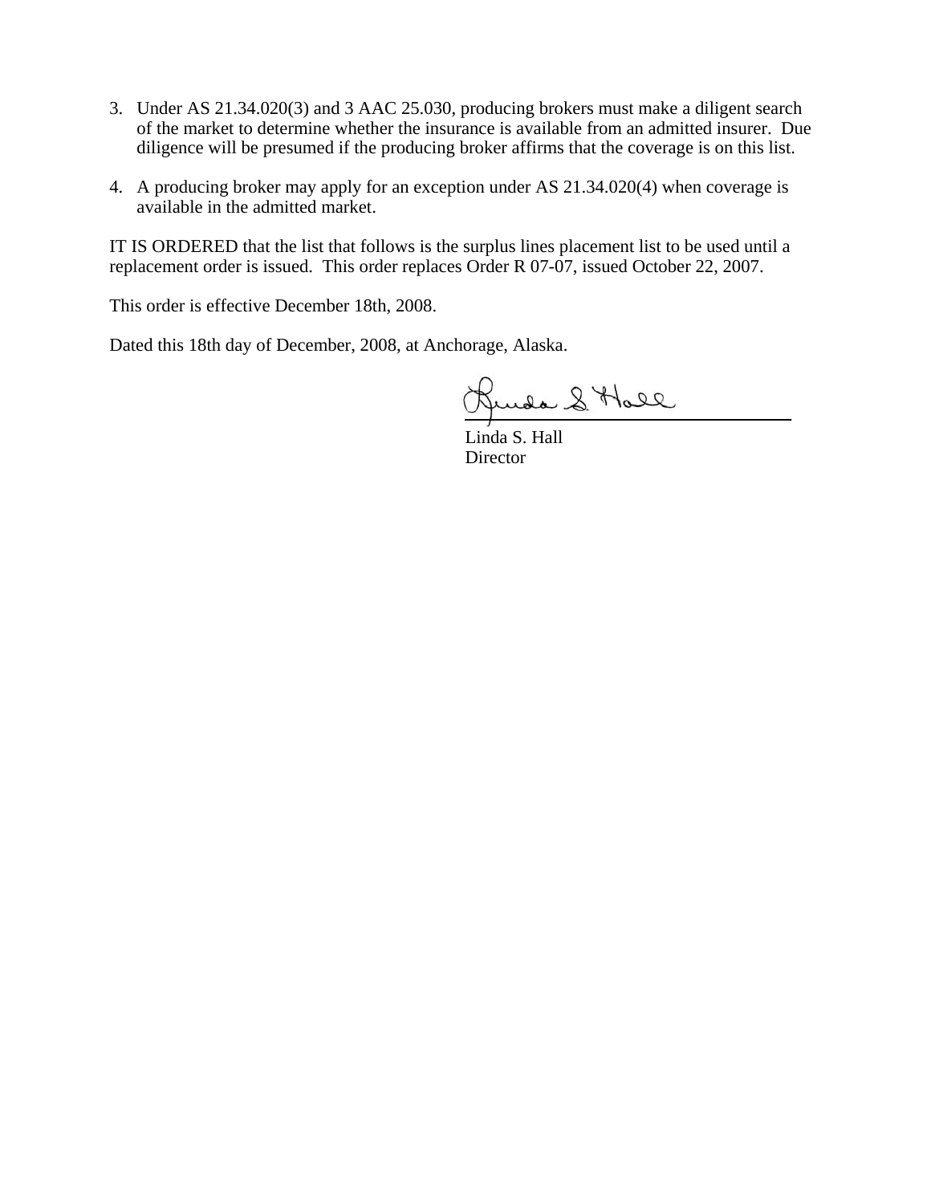3. Under AS 21.34.020(3) and 3 AAC 25.030, producing brokers must make a diligent search of the market to determine whether the insurance is available from an admitted insurer. Due diligence will be presumed if the producing broker affirms that the coverage is on this list.

4. A producing broker may apply for an exception under AS 21.34.020(4) when coverage is available in the admitted market.

IT IS ORDERED that the list that follows is the surplus lines placement list to be used until a replacement order is issued. This order replaces Order R 07-07, issued October 22, 2007.

This order is effective December 18th, 2008.

Dated this 18th day of December, 2008, at Anchorage, Alaska.

Linda S. Hall
Director